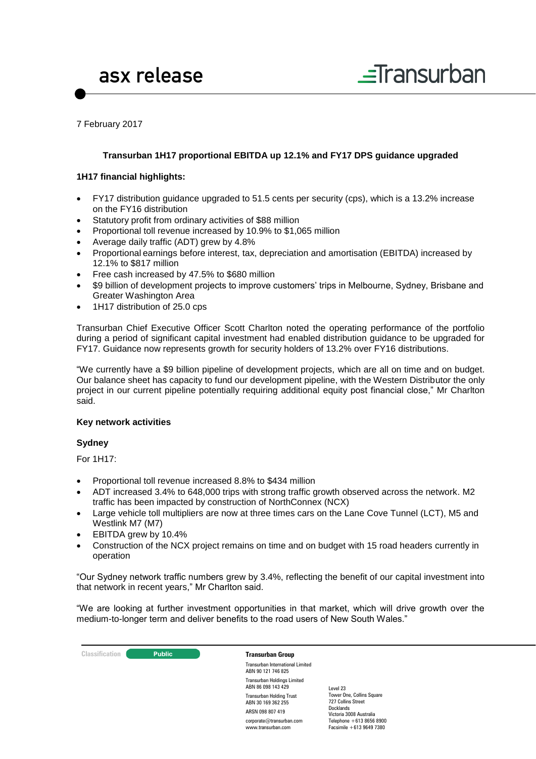asx release

Transurban

7 February 2017

## Transurban 1H17 proportional EBITDA up 12.1% and FY17 DPS guidance upgraded

### 1H17 financial highlights:

- FY17 distribution guidance upgraded to 51.5 cents per security (cps), which is a 13.2% increase on the FY16 distribution
- Statutory profit from ordinary activities of $88 million
- Proportional toll revenue increased by 10.9% to $1,065 million
- Average daily traffic (ADT) grew by 4.8%
- Proportional earnings before interest, tax, depreciation and amortisation (EBITDA) increased by 12.1% to $817 million
- Free cash increased by 47.5% to $680 million
- $9 billion of development projects to improve customers' trips in Melbourne, Sydney, Brisbane and Greater Washington Area
- 1H17 distribution of 25.0 cps

Transurban Chief Executive Officer Scott Charlton noted the operating performance of the portfolio during a period of significant capital investment had enabled distribution guidance to be upgraded for FY17. Guidance now represents growth for security holders of 13.2% over FY16 distributions.

"We currently have a $9 billion pipeline of development projects, which are all on time and on budget. Our balance sheet has capacity to fund our development pipeline, with the Western Distributor the only project in our current pipeline potentially requiring additional equity post financial close," Mr Charlton said.

### Key network activities

#### Sydney

For 1H17:

- Proportional toll revenue increased 8.8% to $434 million
- ADT increased 3.4% to 648,000 trips with strong traffic growth observed across the network. M2 traffic has been impacted by construction of NorthConnex (NCX)
- Large vehicle toll multipliers are now at three times cars on the Lane Cove Tunnel (LCT), M5 and Westlink M7 (M7)
- EBITDA grew by 10.4%
- Construction of the NCX project remains on time and on budget with 15 road headers currently in operation

"Our Sydney network traffic numbers grew by 3.4%, reflecting the benefit of our capital investment into that network in recent years," Mr Charlton said.

"We are looking at further investment opportunities in that market, which will drive growth over the medium-to-longer term and deliver benefits to the road users of New South Wales."

Classification: Public

**Transurban Group**

Transurban International Limited
ABN 90 121 746 825
Transurban Holdings Limited
ABN 86 098 143 429
Transurban Holding Trust
ABN 30 169 362 255
ARSN 098 807 419
corporate@transurban.com
www.transurban.com

Level 23
Tower One, Collins Square
727 Collins Street
Docklands
Victoria 3008 Australia
Telephone +613 8656 8900
Facsimile +613 9649 7380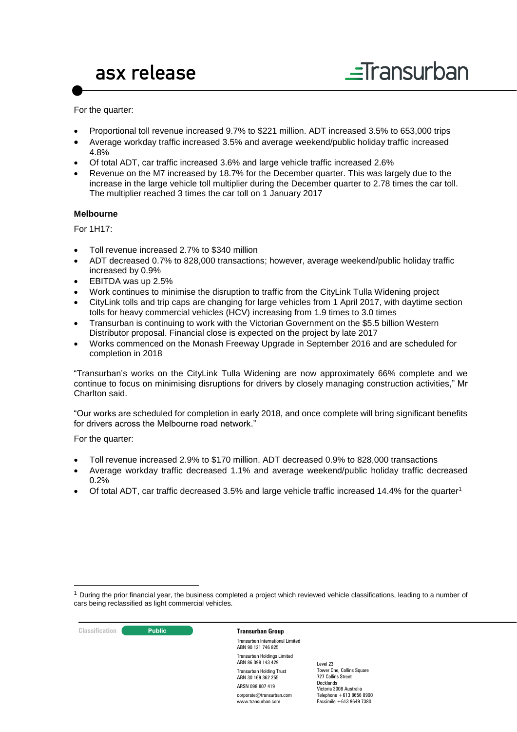For the quarter:

- Proportional toll revenue increased 9.7% to $221 million. ADT increased 3.5% to 653,000 trips
- Average workday traffic increased 3.5% and average weekend/public holiday traffic increased 4.8%
- Of total ADT, car traffic increased 3.6% and large vehicle traffic increased 2.6%
- Revenue on the M7 increased by 18.7% for the December quarter. This was largely due to the increase in the large vehicle toll multiplier during the December quarter to 2.78 times the car toll. The multiplier reached 3 times the car toll on 1 January 2017

**Melbourne**

For 1H17:

- Toll revenue increased 2.7% to $340 million
- ADT decreased 0.7% to 828,000 transactions; however, average weekend/public holiday traffic increased by 0.9%
- EBITDA was up 2.5%
- Work continues to minimise the disruption to traffic from the CityLink Tulla Widening project
- CityLink tolls and trip caps are changing for large vehicles from 1 April 2017, with daytime section tolls for heavy commercial vehicles (HCV) increasing from 1.9 times to 3.0 times
- Transurban is continuing to work with the Victorian Government on the $5.5 billion Western Distributor proposal. Financial close is expected on the project by late 2017
- Works commenced on the Monash Freeway Upgrade in September 2016 and are scheduled for completion in 2018

"Transurban's works on the CityLink Tulla Widening are now approximately 66% complete and we continue to focus on minimising disruptions for drivers by closely managing construction activities," Mr Charlton said.

"Our works are scheduled for completion in early 2018, and once complete will bring significant benefits for drivers across the Melbourne road network."

For the quarter:

- Toll revenue increased 2.9% to $170 million. ADT decreased 0.9% to 828,000 transactions
- Average workday traffic decreased 1.1% and average weekend/public holiday traffic decreased 0.2%
- Of total ADT, car traffic decreased 3.5% and large vehicle traffic increased 14.4% for the quarter[1]

[1] During the prior financial year, the business completed a project which reviewed vehicle classifications, leading to a number of cars being reclassified as light commercial vehicles.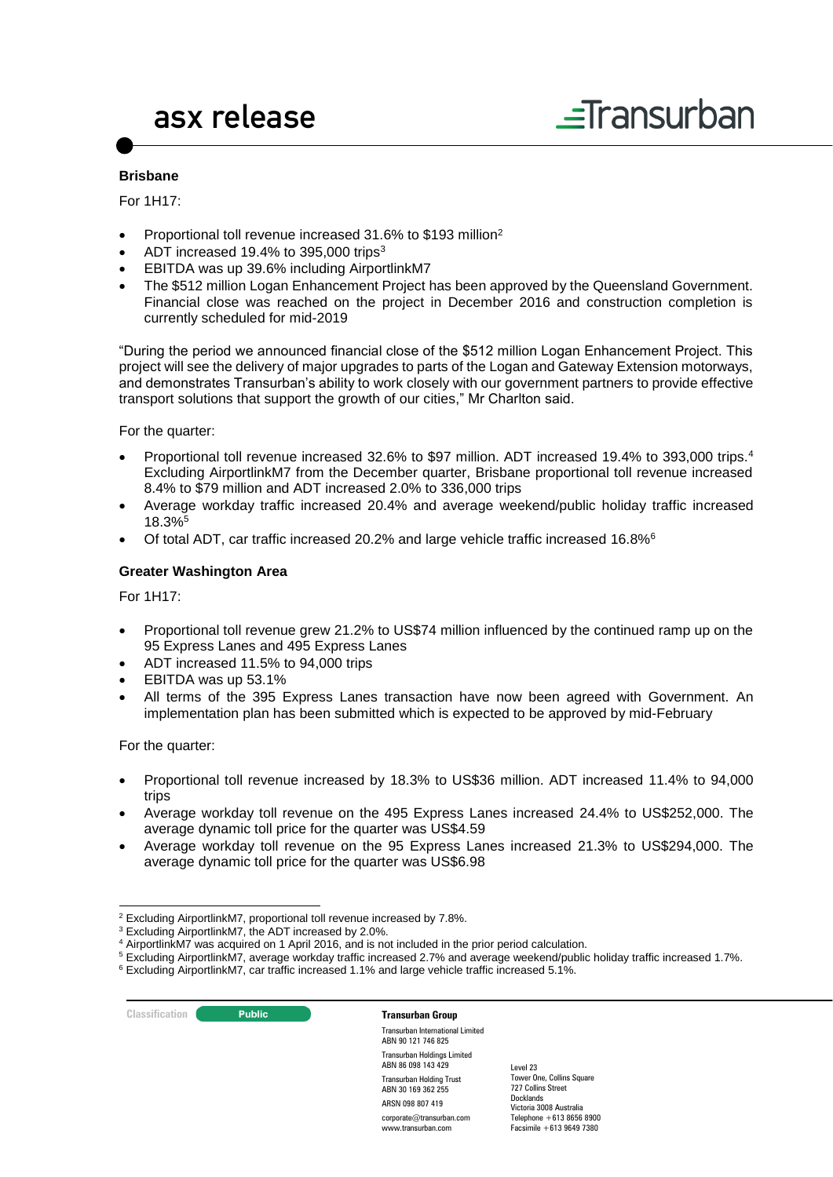**Brisbane**

For 1H17:

- Proportional toll revenue increased 31.6% to $193 million[2]
- ADT increased 19.4% to 395,000 trips[3]
- EBITDA was up 39.6% including AirportlinkM7
- The $512 million Logan Enhancement Project has been approved by the Queensland Government. Financial close was reached on the project in December 2016 and construction completion is currently scheduled for mid-2019

"During the period we announced financial close of the $512 million Logan Enhancement Project. This project will see the delivery of major upgrades to parts of the Logan and Gateway Extension motorways, and demonstrates Transurban's ability to work closely with our government partners to provide effective transport solutions that support the growth of our cities," Mr Charlton said.

For the quarter:

- Proportional toll revenue increased 32.6% to $97 million. ADT increased 19.4% to 393,000 trips.[4] Excluding AirportlinkM7 from the December quarter, Brisbane proportional toll revenue increased 8.4% to $79 million and ADT increased 2.0% to 336,000 trips
- Average workday traffic increased 20.4% and average weekend/public holiday traffic increased 18.3%[5]
- Of total ADT, car traffic increased 20.2% and large vehicle traffic increased 16.8%[6]

**Greater Washington Area**

For 1H17:

- Proportional toll revenue grew 21.2% to US$74 million influenced by the continued ramp up on the 95 Express Lanes and 495 Express Lanes
- ADT increased 11.5% to 94,000 trips
- EBITDA was up 53.1%
- All terms of the 395 Express Lanes transaction have now been agreed with Government. An implementation plan has been submitted which is expected to be approved by mid-February

For the quarter:

- Proportional toll revenue increased by 18.3% to US$36 million. ADT increased 11.4% to 94,000 trips
- Average workday toll revenue on the 495 Express Lanes increased 24.4% to US$252,000. The average dynamic toll price for the quarter was US$4.59
- Average workday toll revenue on the 95 Express Lanes increased 21.3% to US$294,000. The average dynamic toll price for the quarter was US$6.98

---

[2] Excluding AirportlinkM7, proportional toll revenue increased by 7.8%.

[3] Excluding AirportlinkM7, the ADT increased by 2.0%.

[4] AirportlinkM7 was acquired on 1 April 2016, and is not included in the prior period calculation.

[5] Excluding AirportlinkM7, average workday traffic increased 2.7% and average weekend/public holiday traffic increased 1.7%.

[6] Excluding AirportlinkM7, car traffic increased 1.1% and large vehicle traffic increased 5.1%.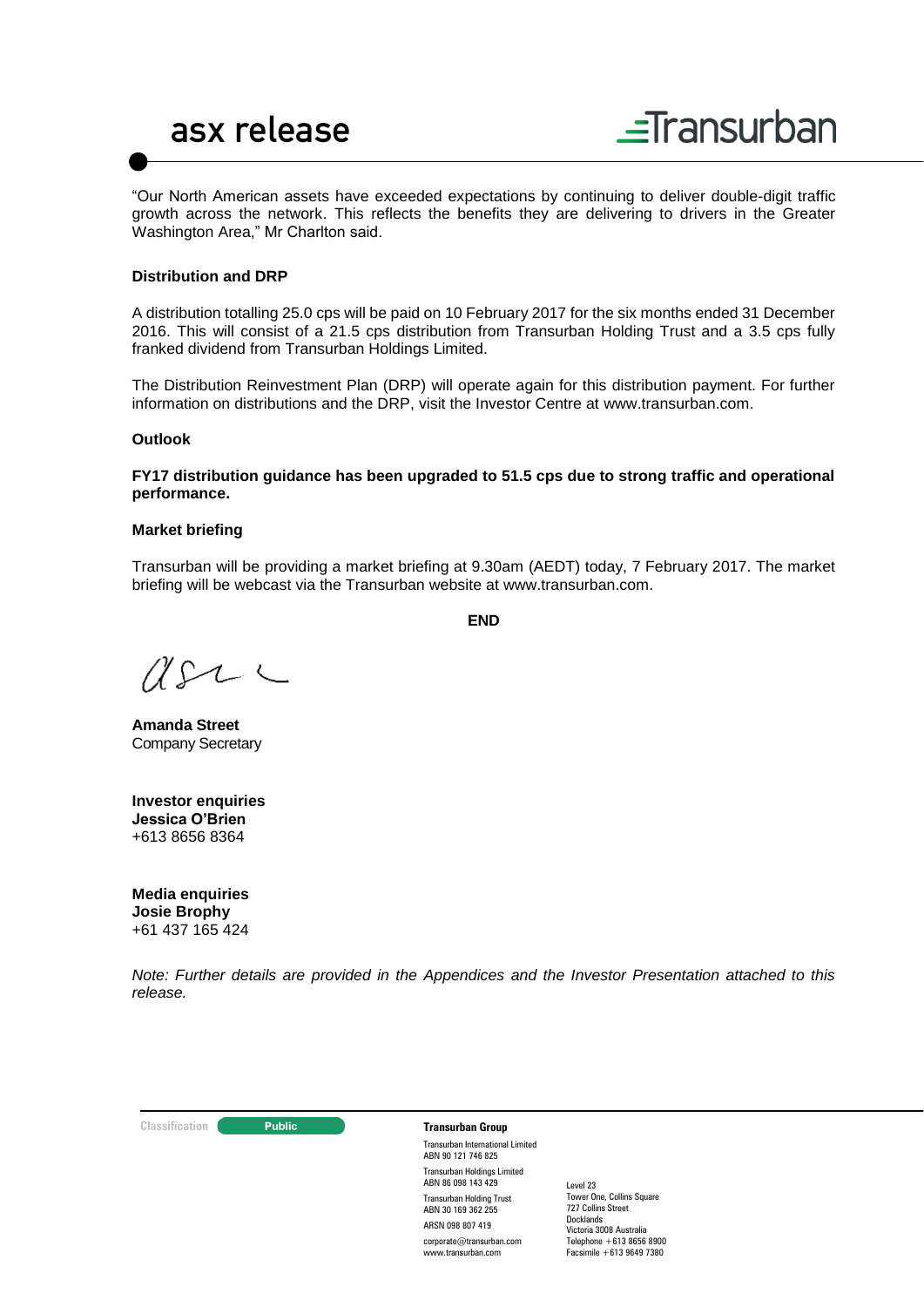"Our North American assets have exceeded expectations by continuing to deliver double-digit traffic growth across the network. This reflects the benefits they are delivering to drivers in the Greater Washington Area," Mr Charlton said.

**Distribution and DRP**

A distribution totalling 25.0 cps will be paid on 10 February 2017 for the six months ended 31 December 2016. This will consist of a 21.5 cps distribution from Transurban Holding Trust and a 3.5 cps fully franked dividend from Transurban Holdings Limited.

The Distribution Reinvestment Plan (DRP) will operate again for this distribution payment. For further information on distributions and the DRP, visit the Investor Centre at www.transurban.com.

**Outlook**

**FY17 distribution guidance has been upgraded to 51.5 cps due to strong traffic and operational performance.**

**Market briefing**

Transurban will be providing a market briefing at 9.30am (AEDT) today, 7 February 2017. The market briefing will be webcast via the Transurban website at www.transurban.com.

**END**

**Amanda Street**
Company Secretary

**Investor enquiries**
**Jessica O'Brien**
+613 8656 8364

**Media enquiries**
**Josie Brophy**
+61 437 165 424

*Note: Further details are provided in the Appendices and the Investor Presentation attached to this release.*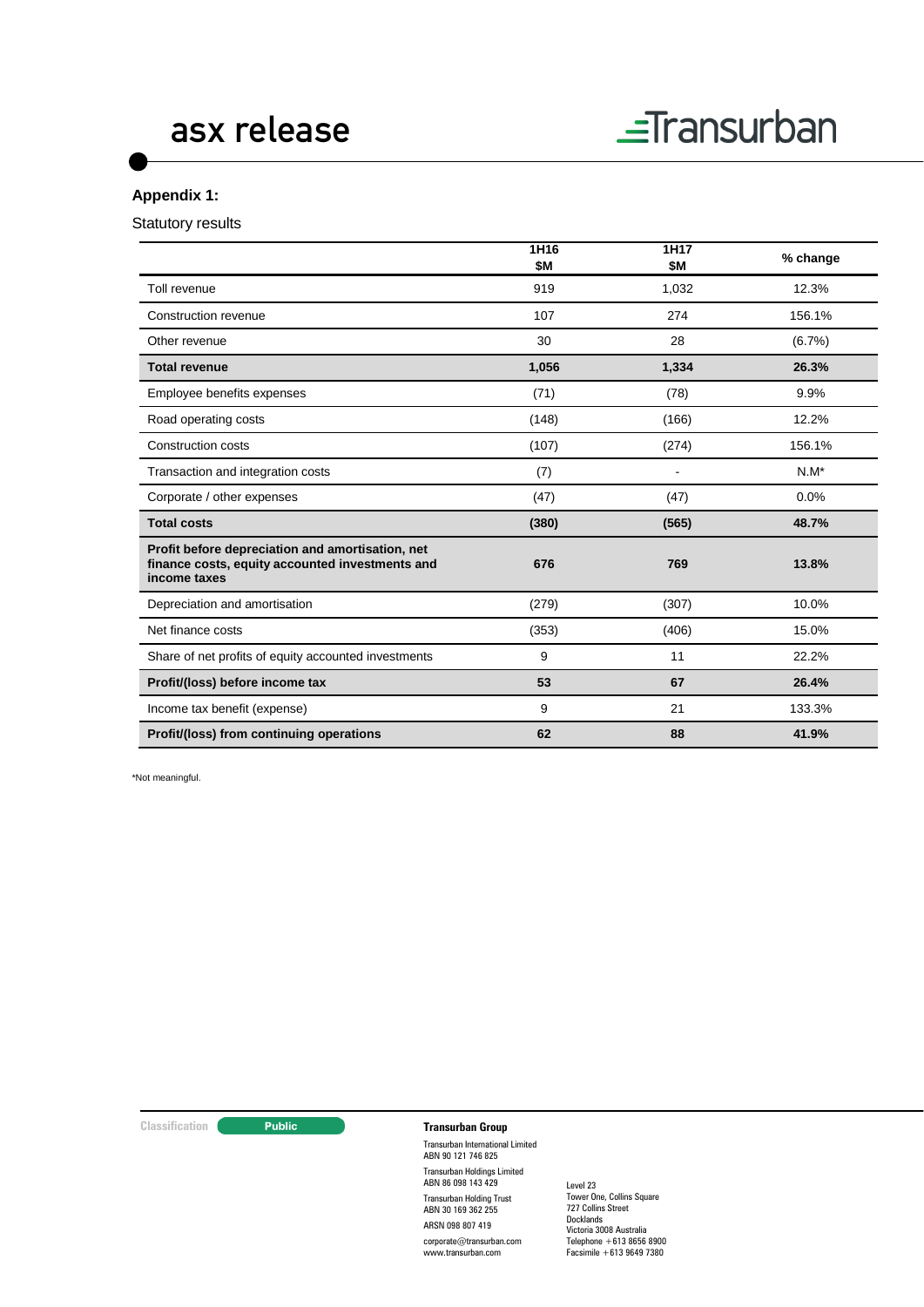## Appendix 1:

Statutory results

| | 1H16 $M | 1H17 $M | % change |
|---|---|---|---|
| Toll revenue | 919 | 1,032 | 12.3% |
| Construction revenue | 107 | 274 | 156.1% |
| Other revenue | 30 | 28 | (6.7%) |
| **Total revenue** | **1,056** | **1,334** | **26.3%** |
| Employee benefits expenses | (71) | (78) | 9.9% |
| Road operating costs | (148) | (166) | 12.2% |
| Construction costs | (107) | (274) | 156.1% |
| Transaction and integration costs | (7) | - | N.M* |
| Corporate / other expenses | (47) | (47) | 0.0% |
| **Total costs** | **(380)** | **(565)** | **48.7%** |
| **Profit before depreciation and amortisation, net finance costs, equity accounted investments and income taxes** | **676** | **769** | **13.8%** |
| Depreciation and amortisation | (279) | (307) | 10.0% |
| Net finance costs | (353) | (406) | 15.0% |
| Share of net profits of equity accounted investments | 9 | 11 | 22.2% |
| **Profit/(loss) before income tax** | **53** | **67** | **26.4%** |
| Income tax benefit (expense) | 9 | 21 | 133.3% |
| **Profit/(loss) from continuing operations** | **62** | **88** | **41.9%** |

*Not meaningful.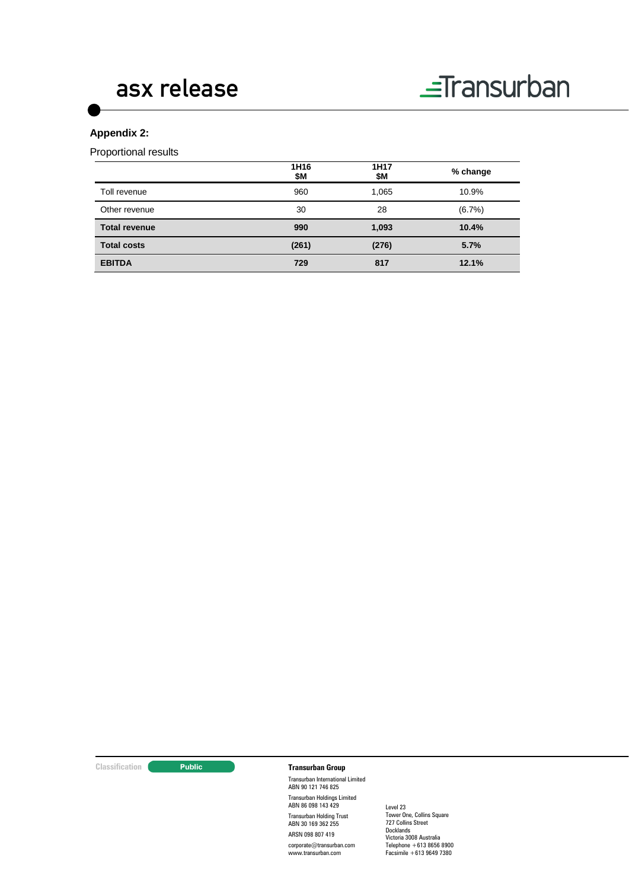**Appendix 2:**

Proportional results

| | 1H16 $M | 1H17 $M | % change |
|---|---|---|---|
| Toll revenue | 960 | 1,065 | 10.9% |
| Other revenue | 30 | 28 | (6.7%) |
| **Total revenue** | **990** | **1,093** | **10.4%** |
| **Total costs** | **(261)** | **(276)** | **5.7%** |
| **EBITDA** | **729** | **817** | **12.1%** |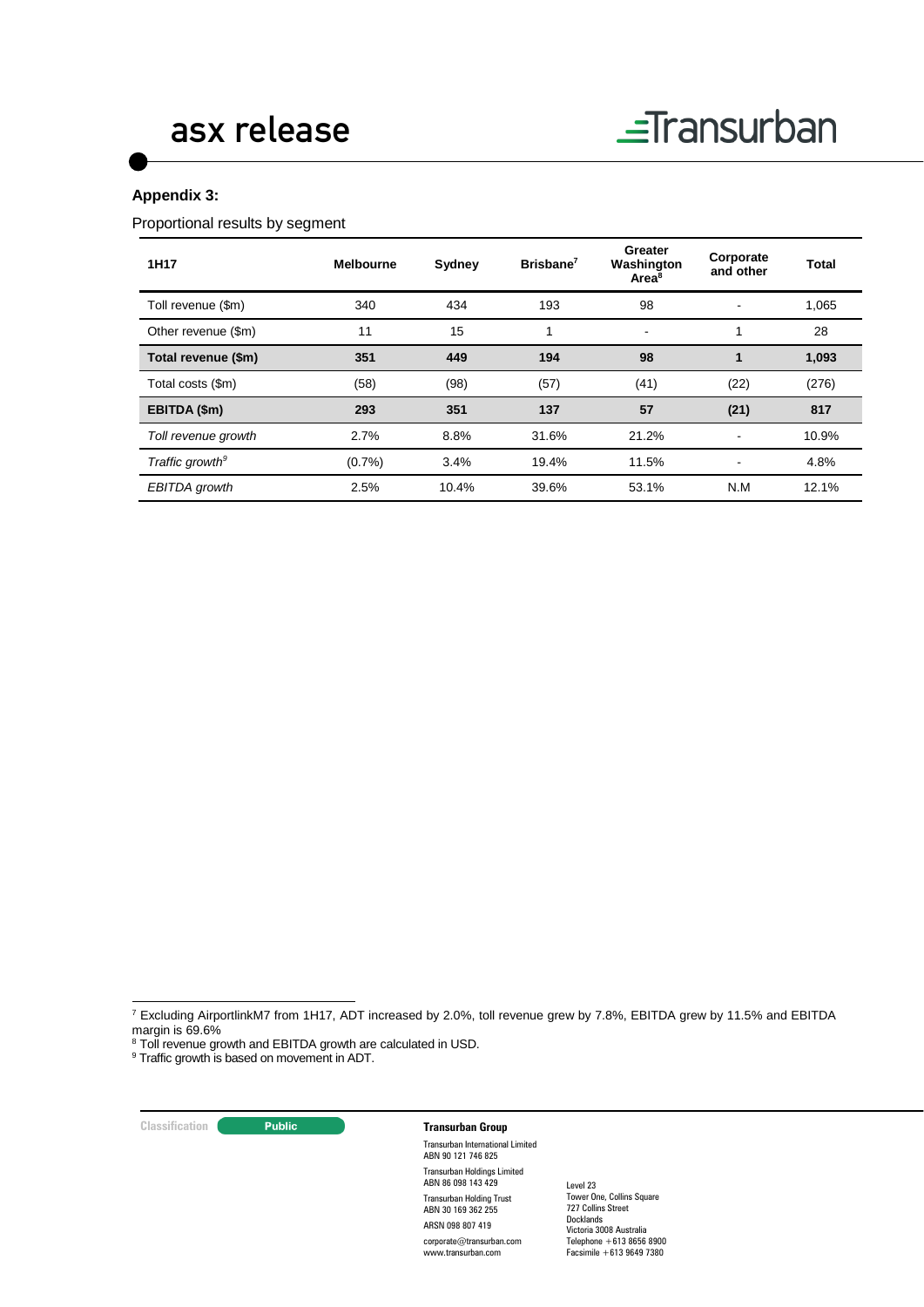## Appendix 3:

Proportional results by segment

| 1H17 | Melbourne | Sydney | Brisbane[7] | Greater Washington Area[8] | Corporate and other | Total |
|---|---|---|---|---|---|---|
| Toll revenue ($m) | 340 | 434 | 193 | 98 | - | 1,065 |
| Other revenue ($m) | 11 | 15 | 1 | - | 1 | 28 |
| **Total revenue ($m)** | **351** | **449** | **194** | **98** | **1** | **1,093** |
| Total costs ($m) | (58) | (98) | (57) | (41) | (22) | (276) |
| **EBITDA ($m)** | **293** | **351** | **137** | **57** | **(21)** | **817** |
| *Toll revenue growth* | 2.7% | 8.8% | 31.6% | 21.2% | - | 10.9% |
| *Traffic growth[9]* | (0.7%) | 3.4% | 19.4% | 11.5% | - | 4.8% |
| *EBITDA growth* | 2.5% | 10.4% | 39.6% | 53.1% | N.M | 12.1% |

[7] Excluding AirportlinkM7 from 1H17, ADT increased by 2.0%, toll revenue grew by 7.8%, EBITDA grew by 11.5% and EBITDA margin is 69.6%

[8] Toll revenue growth and EBITDA growth are calculated in USD.

[9] Traffic growth is based on movement in ADT.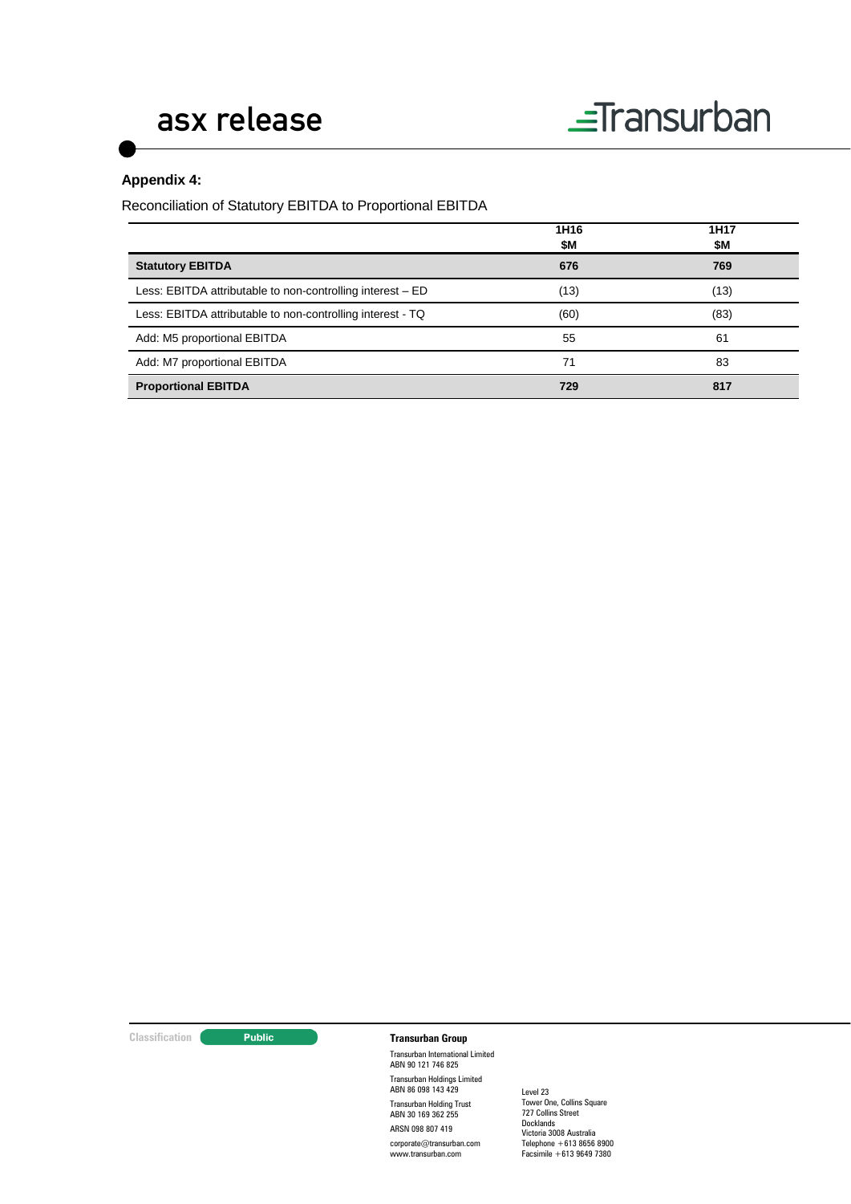**Appendix 4:**

Reconciliation of Statutory EBITDA to Proportional EBITDA

| | 1H16<br>$M | 1H17<br>$M |
|---|---|---|
| **Statutory EBITDA** | **676** | **769** |
| Less: EBITDA attributable to non-controlling interest – ED | (13) | (13) |
| Less: EBITDA attributable to non-controlling interest - TQ | (60) | (83) |
| Add: M5 proportional EBITDA | 55 | 61 |
| Add: M7 proportional EBITDA | 71 | 83 |
| **Proportional EBITDA** | **729** | **817** |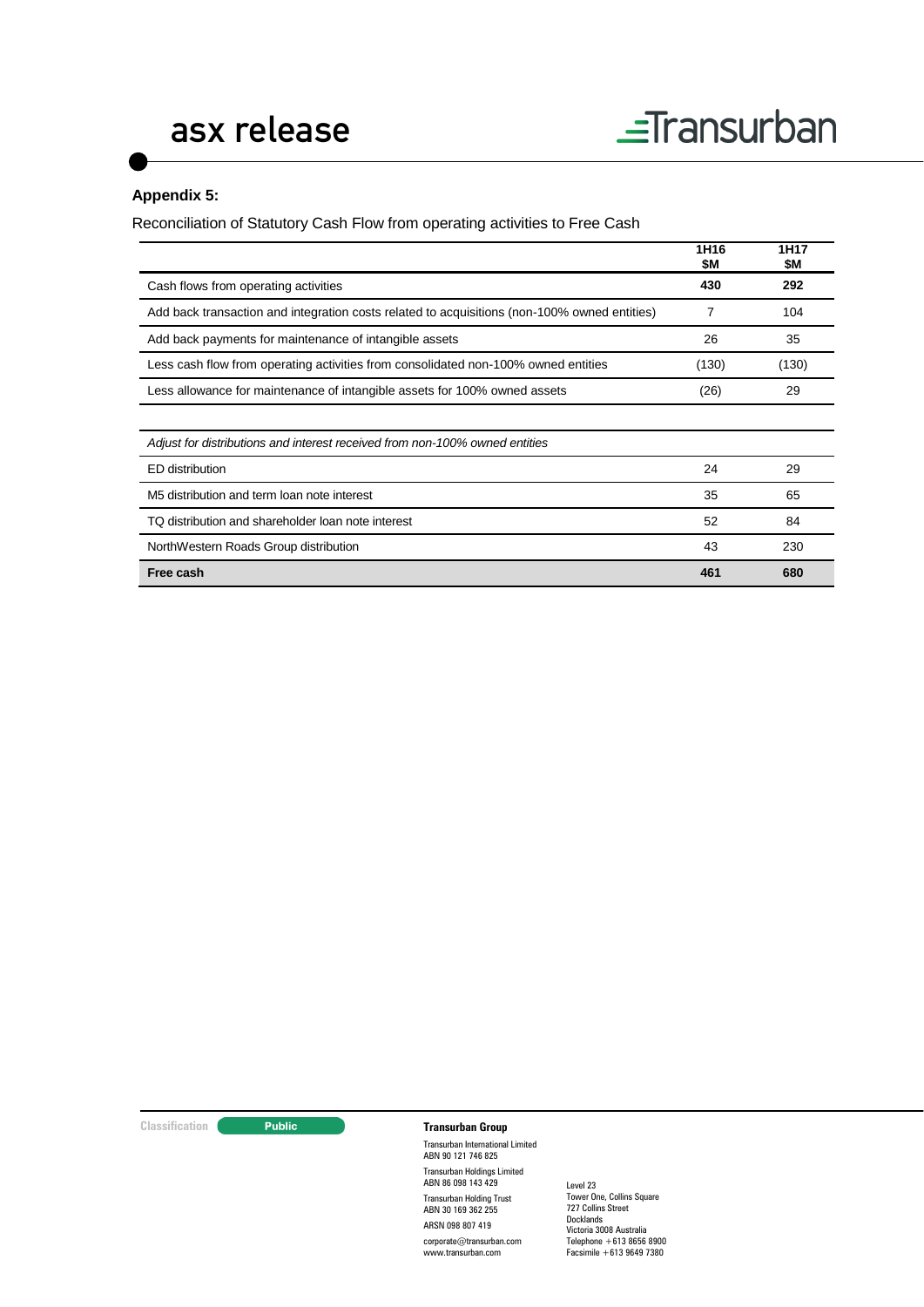### Appendix 5:

Reconciliation of Statutory Cash Flow from operating activities to Free Cash

| | 1H16 $M | 1H17 $M |
|---|---|---|
| Cash flows from operating activities | **430** | **292** |
| Add back transaction and integration costs related to acquisitions (non-100% owned entities) | 7 | 104 |
| Add back payments for maintenance of intangible assets | 26 | 35 |
| Less cash flow from operating activities from consolidated non-100% owned entities | (130) | (130) |
| Less allowance for maintenance of intangible assets for 100% owned assets | (26) | 29 |
| | | |
| *Adjust for distributions and interest received from non-100% owned entities* | | |
| ED distribution | 24 | 29 |
| M5 distribution and term loan note interest | 35 | 65 |
| TQ distribution and shareholder loan note interest | 52 | 84 |
| NorthWestern Roads Group distribution | 43 | 230 |
| **Free cash** | **461** | **680** |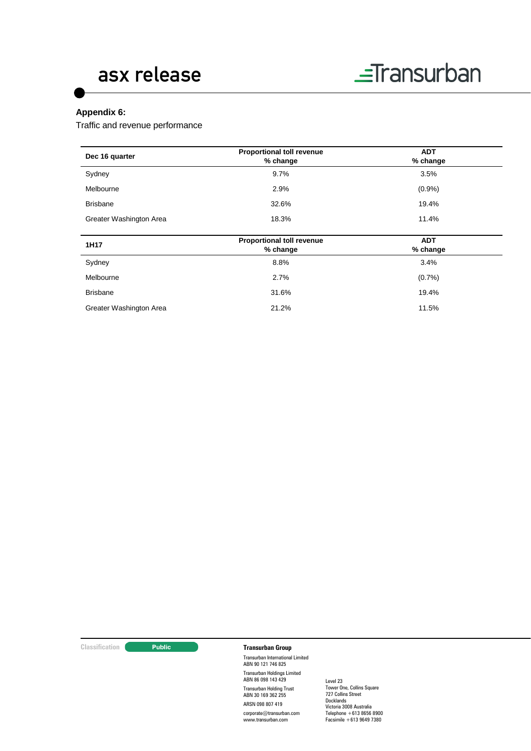## Appendix 6:

Traffic and revenue performance

| Dec 16 quarter | Proportional toll revenue % change | ADT % change |
|---|---|---|
| Sydney | 9.7% | 3.5% |
| Melbourne | 2.9% | (0.9%) |
| Brisbane | 32.6% | 19.4% |
| Greater Washington Area | 18.3% | 11.4% |

| 1H17 | Proportional toll revenue % change | ADT % change |
|---|---|---|
| Sydney | 8.8% | 3.4% |
| Melbourne | 2.7% | (0.7%) |
| Brisbane | 31.6% | 19.4% |
| Greater Washington Area | 21.2% | 11.5% |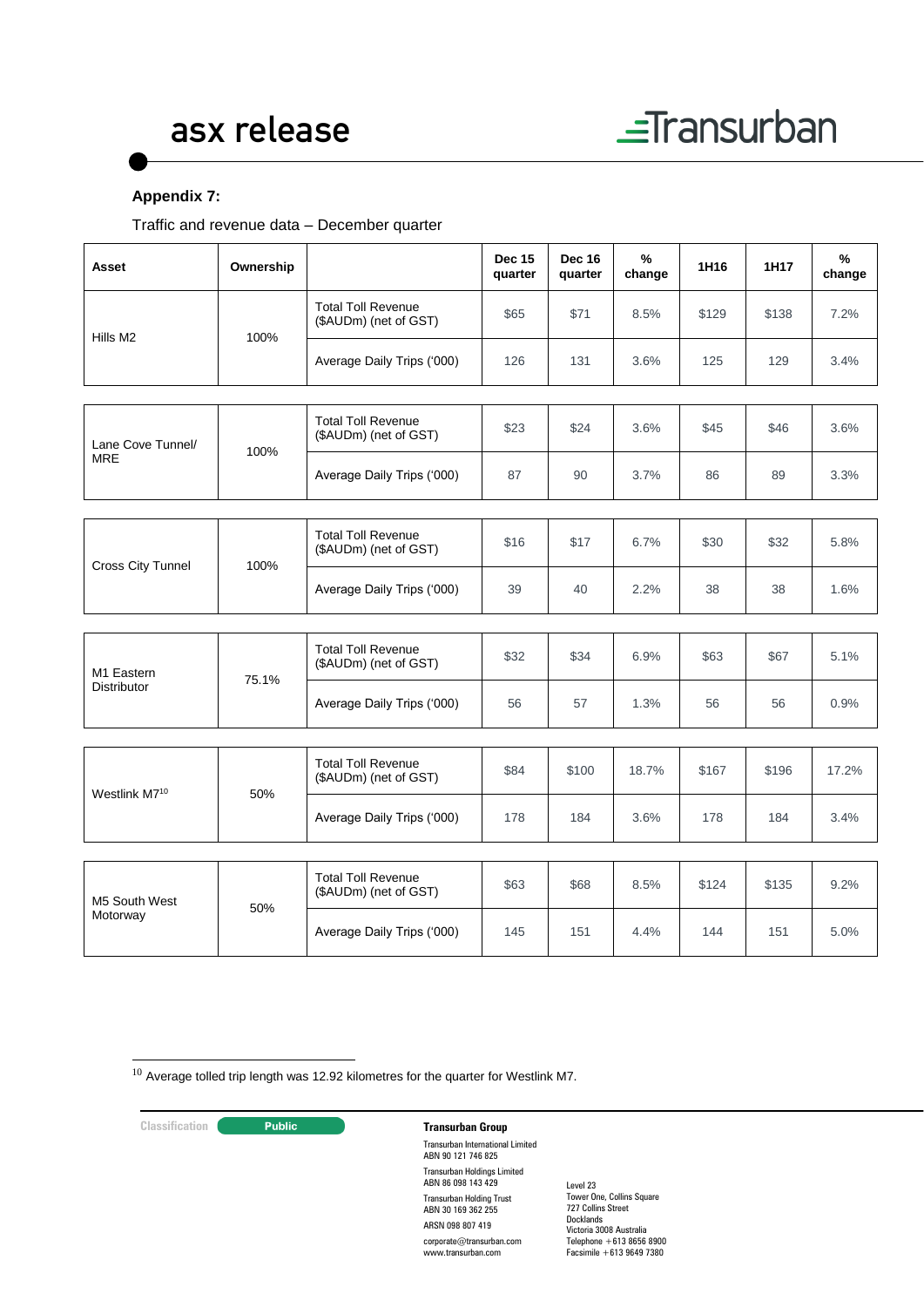**Appendix 7:**

Traffic and revenue data – December quarter

| Asset | Ownership | | Dec 15 quarter | Dec 16 quarter | % change | 1H16 | 1H17 | % change |
|---|---|---|---|---|---|---|---|---|
| Hills M2 | 100% | Total Toll Revenue ($AUDm) (net of GST) | $65 | $71 | 8.5% | $129 | $138 | 7.2% |
| | | Average Daily Trips ('000) | 126 | 131 | 3.6% | 125 | 129 | 3.4% |
| Lane Cove Tunnel/ MRE | 100% | Total Toll Revenue ($AUDm) (net of GST) | $23 | $24 | 3.6% | $45 | $46 | 3.6% |
| | | Average Daily Trips ('000) | 87 | 90 | 3.7% | 86 | 89 | 3.3% |
| Cross City Tunnel | 100% | Total Toll Revenue ($AUDm) (net of GST) | $16 | $17 | 6.7% | $30 | $32 | 5.8% |
| | | Average Daily Trips ('000) | 39 | 40 | 2.2% | 38 | 38 | 1.6% |
| M1 Eastern Distributor | 75.1% | Total Toll Revenue ($AUDm) (net of GST) | $32 | $34 | 6.9% | $63 | $67 | 5.1% |
| | | Average Daily Trips ('000) | 56 | 57 | 1.3% | 56 | 56 | 0.9% |
| Westlink M7[10] | 50% | Total Toll Revenue ($AUDm) (net of GST) | $84 | $100 | 18.7% | $167 | $196 | 17.2% |
| | | Average Daily Trips ('000) | 178 | 184 | 3.6% | 178 | 184 | 3.4% |
| M5 South West Motorway | 50% | Total Toll Revenue ($AUDm) (net of GST) | $63 | $68 | 8.5% | $124 | $135 | 9.2% |
| | | Average Daily Trips ('000) | 145 | 151 | 4.4% | 144 | 151 | 5.0% |

[10] Average tolled trip length was 12.92 kilometres for the quarter for Westlink M7.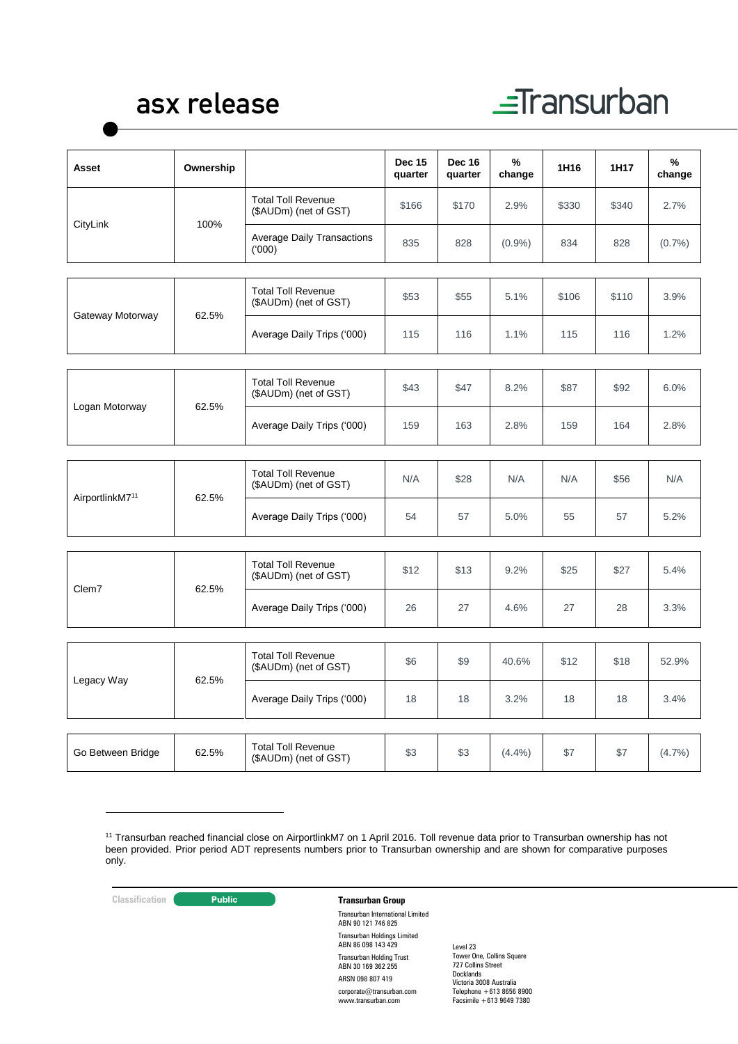| Asset | Ownership | | Dec 15 quarter | Dec 16 quarter | % change | 1H16 | 1H17 | % change |
|---|---|---|---|---|---|---|---|---|
| CityLink | 100% | Total Toll Revenue ($AUDm) (net of GST) | $166 | $170 | 2.9% | $330 | $340 | 2.7% |
| | | Average Daily Transactions ('000) | 835 | 828 | (0.9%) | 834 | 828 | (0.7%) |
| Gateway Motorway | 62.5% | Total Toll Revenue ($AUDm) (net of GST) | $53 | $55 | 5.1% | $106 | $110 | 3.9% |
| | | Average Daily Trips ('000) | 115 | 116 | 1.1% | 115 | 116 | 1.2% |
| Logan Motorway | 62.5% | Total Toll Revenue ($AUDm) (net of GST) | $43 | $47 | 8.2% | $87 | $92 | 6.0% |
| | | Average Daily Trips ('000) | 159 | 163 | 2.8% | 159 | 164 | 2.8% |
| AirportlinkM7[11] | 62.5% | Total Toll Revenue ($AUDm) (net of GST) | N/A | $28 | N/A | N/A | $56 | N/A |
| | | Average Daily Trips ('000) | 54 | 57 | 5.0% | 55 | 57 | 5.2% |
| Clem7 | 62.5% | Total Toll Revenue ($AUDm) (net of GST) | $12 | $13 | 9.2% | $25 | $27 | 5.4% |
| | | Average Daily Trips ('000) | 26 | 27 | 4.6% | 27 | 28 | 3.3% |
| Legacy Way | 62.5% | Total Toll Revenue ($AUDm) (net of GST) | $6 | $9 | 40.6% | $12 | $18 | 52.9% |
| | | Average Daily Trips ('000) | 18 | 18 | 3.2% | 18 | 18 | 3.4% |
| Go Between Bridge | 62.5% | Total Toll Revenue ($AUDm) (net of GST) | $3 | $3 | (4.4%) | $7 | $7 | (4.7%) |

[11] Transurban reached financial close on AirportlinkM7 on 1 April 2016. Toll revenue data prior to Transurban ownership has not been provided. Prior period ADT represents numbers prior to Transurban ownership and are shown for comparative purposes only.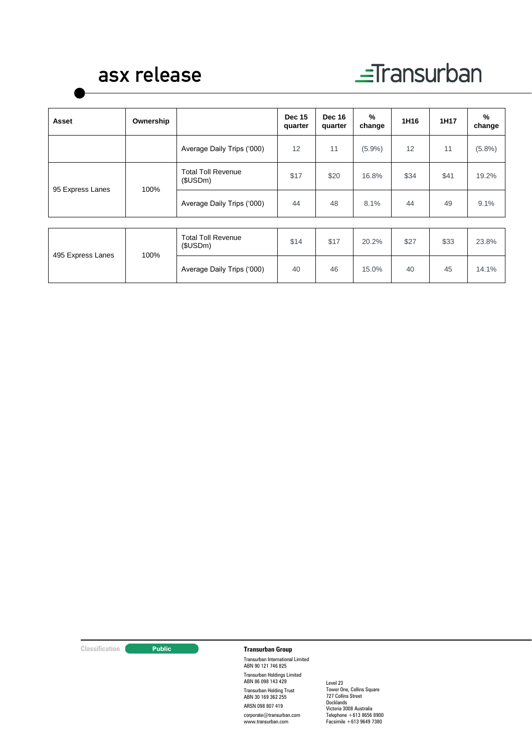| Asset | Ownership | | Dec 15 quarter | Dec 16 quarter | % change | 1H16 | 1H17 | % change |
|---|---|---|---|---|---|---|---|---|
| | | Average Daily Trips ('000) | 12 | 11 | (5.9%) | 12 | 11 | (5.8%) |
| 95 Express Lanes | 100% | Total Toll Revenue ($USDm) | $17 | $20 | 16.8% | $34 | $41 | 19.2% |
| | | Average Daily Trips ('000) | 44 | 48 | 8.1% | 44 | 49 | 9.1% |
| 495 Express Lanes | 100% | Total Toll Revenue ($USDm) | $14 | $17 | 20.2% | $27 | $33 | 23.8% |
| | | Average Daily Trips ('000) | 40 | 46 | 15.0% | 40 | 45 | 14.1% |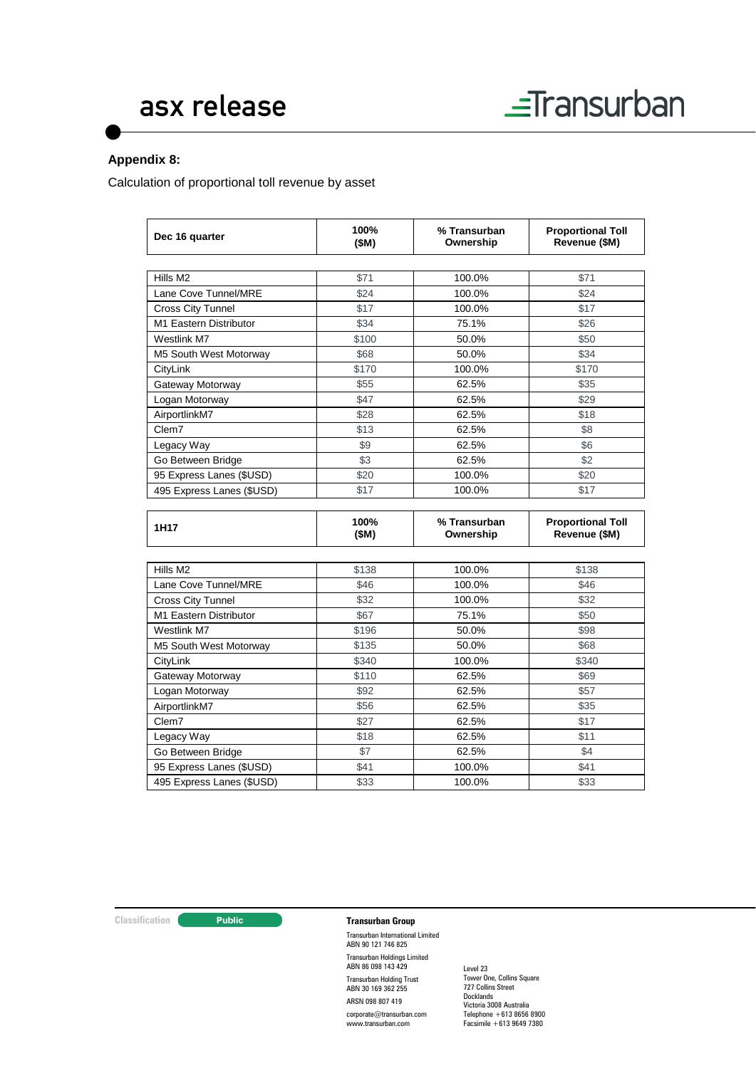## Appendix 8:

Calculation of proportional toll revenue by asset

| Dec 16 quarter | 100% ($M) | % Transurban Ownership | Proportional Toll Revenue ($M) |
|---|---|---|---|
| Hills M2 | $71 | 100.0% | $71 |
| Lane Cove Tunnel/MRE | $24 | 100.0% | $24 |
| Cross City Tunnel | $17 | 100.0% | $17 |
| M1 Eastern Distributor | $34 | 75.1% | $26 |
| Westlink M7 | $100 | 50.0% | $50 |
| M5 South West Motorway | $68 | 50.0% | $34 |
| CityLink | $170 | 100.0% | $170 |
| Gateway Motorway | $55 | 62.5% | $35 |
| Logan Motorway | $47 | 62.5% | $29 |
| AirportlinkM7 | $28 | 62.5% | $18 |
| Clem7 | $13 | 62.5% | $8 |
| Legacy Way | $9 | 62.5% | $6 |
| Go Between Bridge | $3 | 62.5% | $2 |
| 95 Express Lanes ($USD) | $20 | 100.0% | $20 |
| 495 Express Lanes ($USD) | $17 | 100.0% | $17 |

| 1H17 | 100% ($M) | % Transurban Ownership | Proportional Toll Revenue ($M) |
|---|---|---|---|
| Hills M2 | $138 | 100.0% | $138 |
| Lane Cove Tunnel/MRE | $46 | 100.0% | $46 |
| Cross City Tunnel | $32 | 100.0% | $32 |
| M1 Eastern Distributor | $67 | 75.1% | $50 |
| Westlink M7 | $196 | 50.0% | $98 |
| M5 South West Motorway | $135 | 50.0% | $68 |
| CityLink | $340 | 100.0% | $340 |
| Gateway Motorway | $110 | 62.5% | $69 |
| Logan Motorway | $92 | 62.5% | $57 |
| AirportlinkM7 | $56 | 62.5% | $35 |
| Clem7 | $27 | 62.5% | $17 |
| Legacy Way | $18 | 62.5% | $11 |
| Go Between Bridge | $7 | 62.5% | $4 |
| 95 Express Lanes ($USD) | $41 | 100.0% | $41 |
| 495 Express Lanes ($USD) | $33 | 100.0% | $33 |